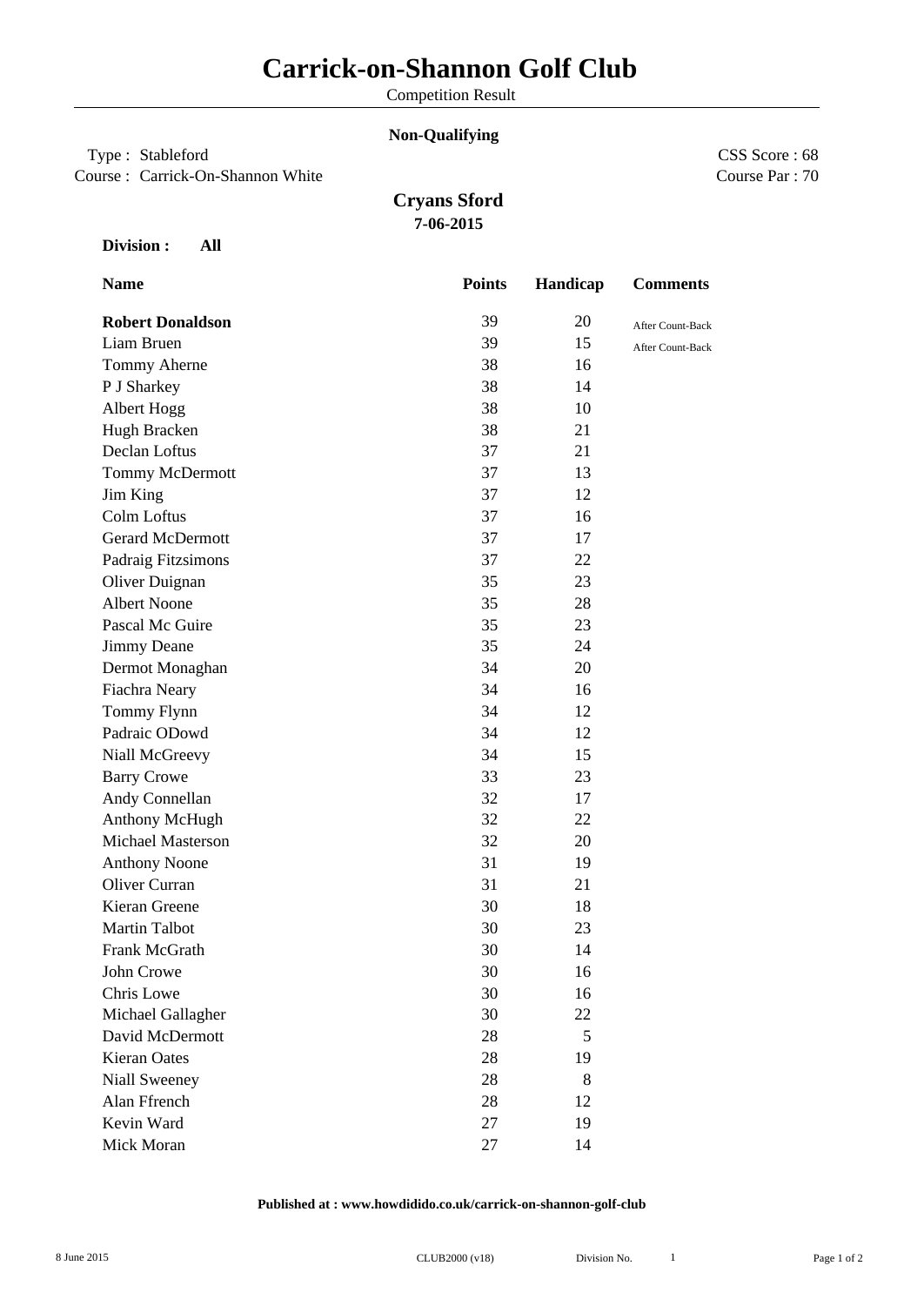# Carrick-on-Shannon Golf Club

Competition Result

**Non-Qualifying**

Type : Stableford

Course : Carrick-On-Shannon White

CSS Score : 68

Course Par : 70

## Cryans Sford

**7-06-2015**

**Division : All**

| Name | Points | Handicap | Comments |
|---|---|---|---|
| **Robert Donaldson** | 39 | 20 | After Count-Back |
| Liam Bruen | 39 | 15 | After Count-Back |
| Tommy Aherne | 38 | 16 | |
| P J Sharkey | 38 | 14 | |
| Albert Hogg | 38 | 10 | |
| Hugh Bracken | 38 | 21 | |
| Declan Loftus | 37 | 21 | |
| Tommy McDermott | 37 | 13 | |
| Jim King | 37 | 12 | |
| Colm Loftus | 37 | 16 | |
| Gerard McDermott | 37 | 17 | |
| Padraig Fitzsimons | 37 | 22 | |
| Oliver Duignan | 35 | 23 | |
| Albert Noone | 35 | 28 | |
| Pascal Mc Guire | 35 | 23 | |
| Jimmy Deane | 35 | 24 | |
| Dermot Monaghan | 34 | 20 | |
| Fiachra Neary | 34 | 16 | |
| Tommy Flynn | 34 | 12 | |
| Padraic ODowd | 34 | 12 | |
| Niall McGreevy | 34 | 15 | |
| Barry Crowe | 33 | 23 | |
| Andy Connellan | 32 | 17 | |
| Anthony McHugh | 32 | 22 | |
| Michael Masterson | 32 | 20 | |
| Anthony Noone | 31 | 19 | |
| Oliver Curran | 31 | 21 | |
| Kieran Greene | 30 | 18 | |
| Martin Talbot | 30 | 23 | |
| Frank McGrath | 30 | 14 | |
| John Crowe | 30 | 16 | |
| Chris Lowe | 30 | 16 | |
| Michael Gallagher | 30 | 22 | |
| David McDermott | 28 | 5 | |
| Kieran Oates | 28 | 19 | |
| Niall Sweeney | 28 | 8 | |
| Alan Ffrench | 28 | 12 | |
| Kevin Ward | 27 | 19 | |
| Mick Moran | 27 | 14 | |

**Published at : www.howdidido.co.uk/carrick-on-shannon-golf-club**

8 June 2015 CLUB2000 (v18) Division No. 1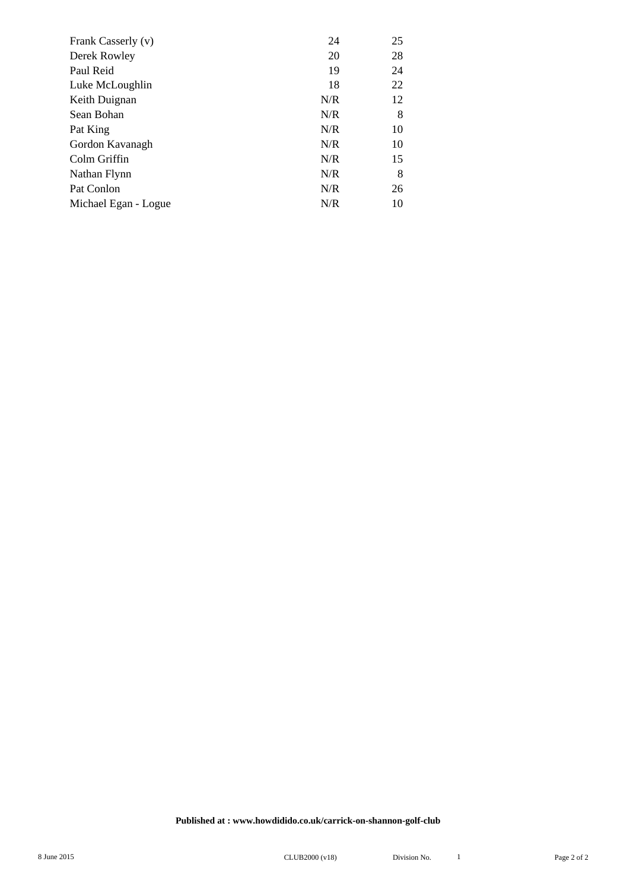| | | |
|---|---|---|
| Frank Casserly (v) | 24 | 25 |
| Derek Rowley | 20 | 28 |
| Paul Reid | 19 | 24 |
| Luke McLoughlin | 18 | 22 |
| Keith Duignan | N/R | 12 |
| Sean Bohan | N/R | 8 |
| Pat King | N/R | 10 |
| Gordon Kavanagh | N/R | 10 |
| Colm Griffin | N/R | 15 |
| Nathan Flynn | N/R | 8 |
| Pat Conlon | N/R | 26 |
| Michael Egan - Logue | N/R | 10 |

**Published at : www.howdidido.co.uk/carrick-on-shannon-golf-club**

8 June 2015 CLUB2000 (v18) Division No. 1